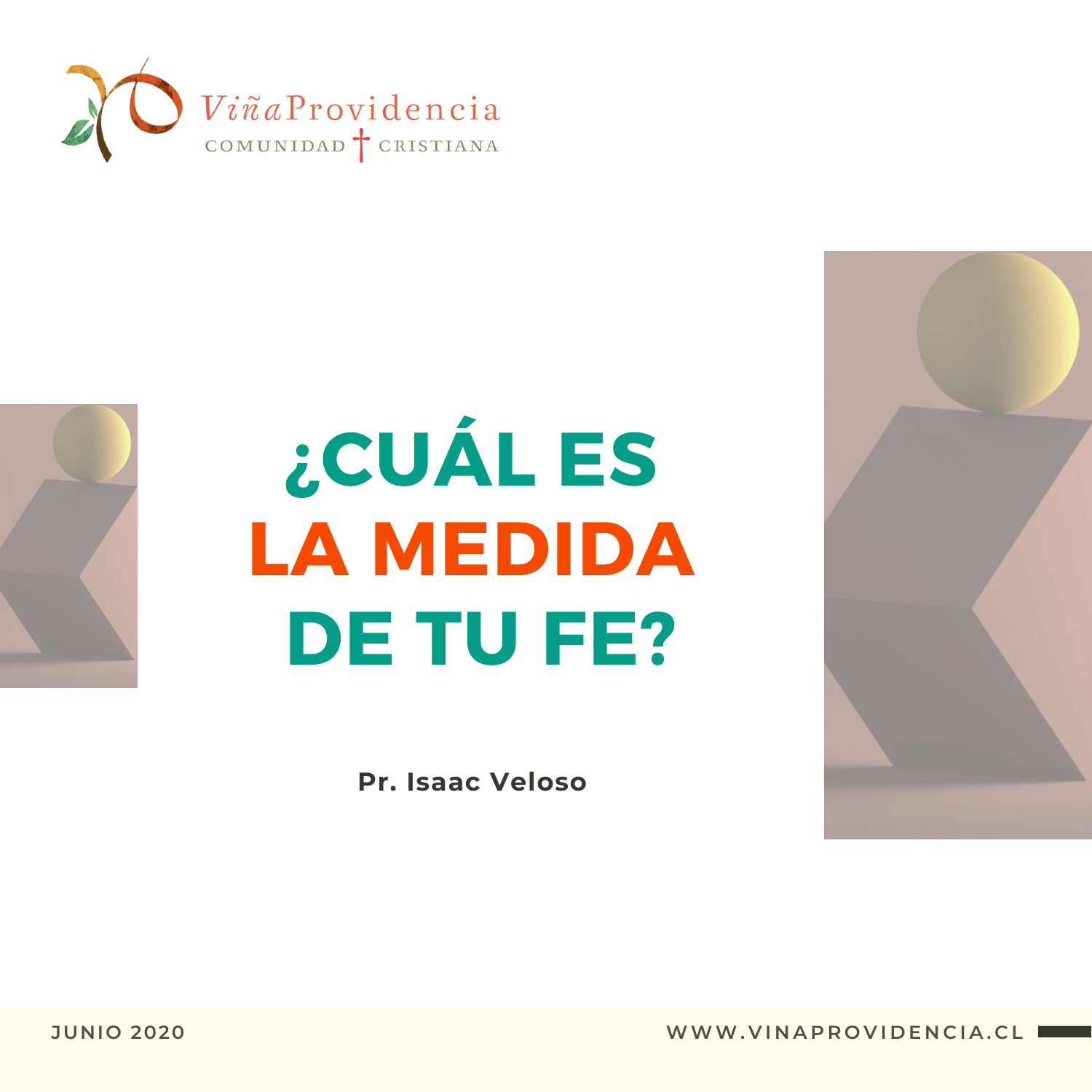ViñaProvidencia
COMUNIDAD CRISTIANA

# ¿CUÁL ES LA MEDIDA DE TU FE?

**Pr. Isaac Veloso**

JUNIO 2020

WWW.VINAPROVIDENCIA.CL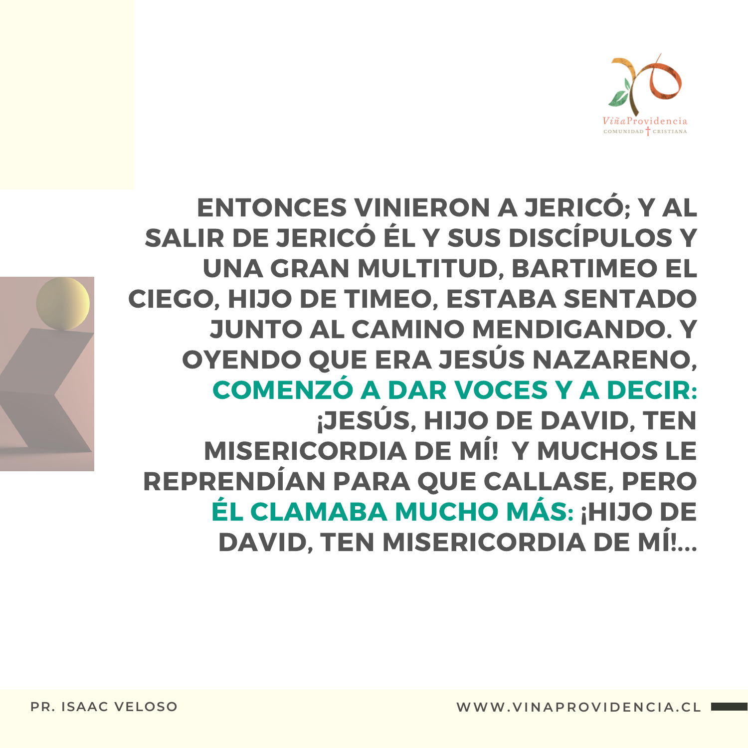ENTONCES VINIERON A JERICÓ; Y AL SALIR DE JERICÓ ÉL Y SUS DISCÍPULOS Y UNA GRAN MULTITUD, BARTIMEO EL CIEGO, HIJO DE TIMEO, ESTABA SENTADO JUNTO AL CAMINO MENDIGANDO. Y OYENDO QUE ERA JESÚS NAZARENO, **COMENZÓ A DAR VOCES Y A DECIR:** ¡JESÚS, HIJO DE DAVID, TEN MISERICORDIA DE MÍ! Y MUCHOS LE REPRENDÍAN PARA QUE CALLASE, PERO **ÉL CLAMABA MUCHO MÁS:** ¡HIJO DE DAVID, TEN MISERICORDIA DE MÍ!...

PR. ISAAC VELOSO

WWW.VINAPROVIDENCIA.CL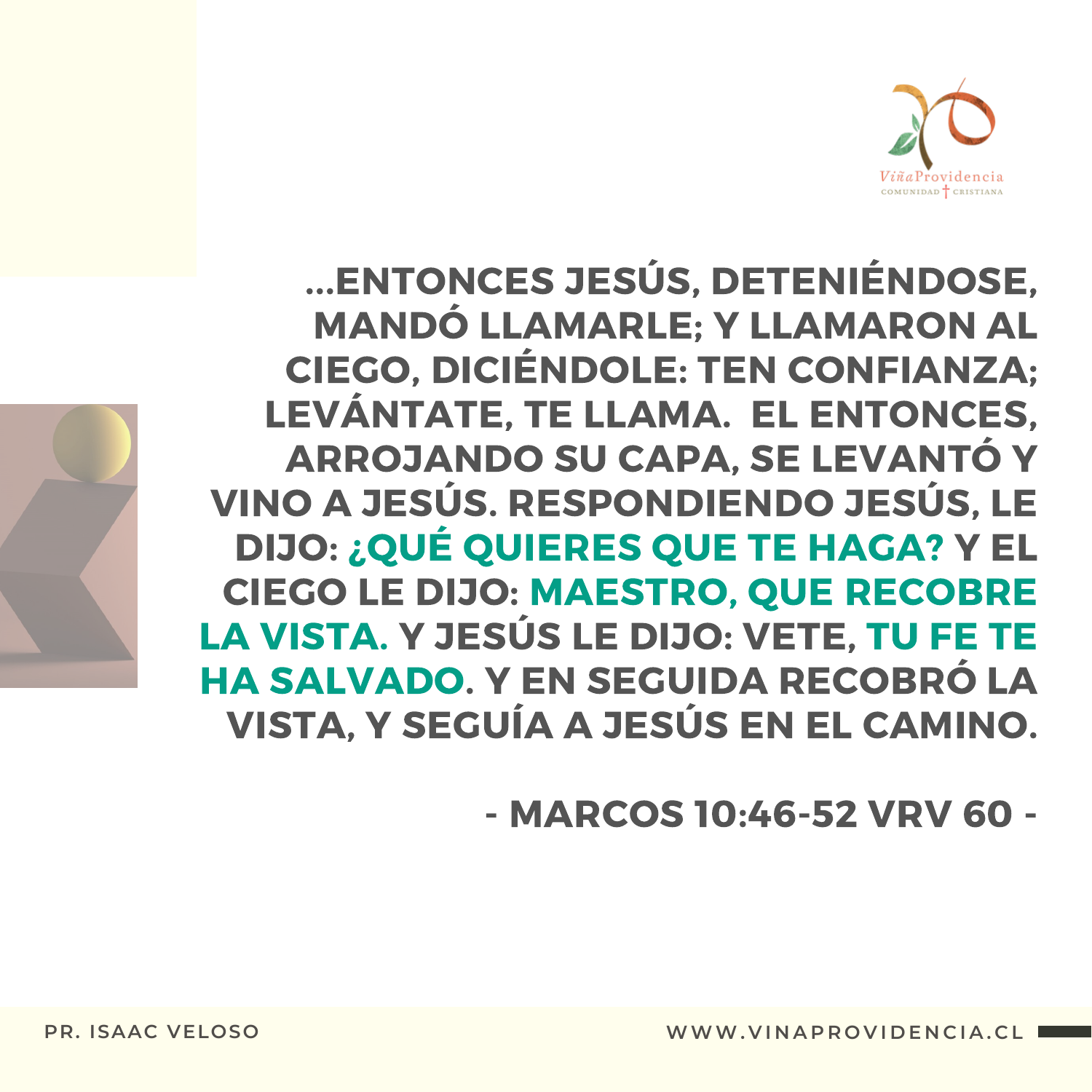ViñaProvidencia
COMUNIDAD † CRISTIANA

**...ENTONCES JESÚS, DETENIÉNDOSE, MANDÓ LLAMARLE; Y LLAMARON AL CIEGO, DICIÉNDOLE: TEN CONFIANZA; LEVÁNTATE, TE LLAMA. EL ENTONCES, ARROJANDO SU CAPA, SE LEVANTÓ Y VINO A JESÚS. RESPONDIENDO JESÚS, LE DIJO: ¿QUÉ QUIERES QUE TE HAGA? Y EL CIEGO LE DIJO: MAESTRO, QUE RECOBRE LA VISTA. Y JESÚS LE DIJO: VETE, TU FE TE HA SALVADO. Y EN SEGUIDA RECOBRÓ LA VISTA, Y SEGUÍA A JESÚS EN EL CAMINO.**

**- MARCOS 10:46-52 VRV 60 -**

PR. ISAAC VELOSO

WWW.VINAPROVIDENCIA.CL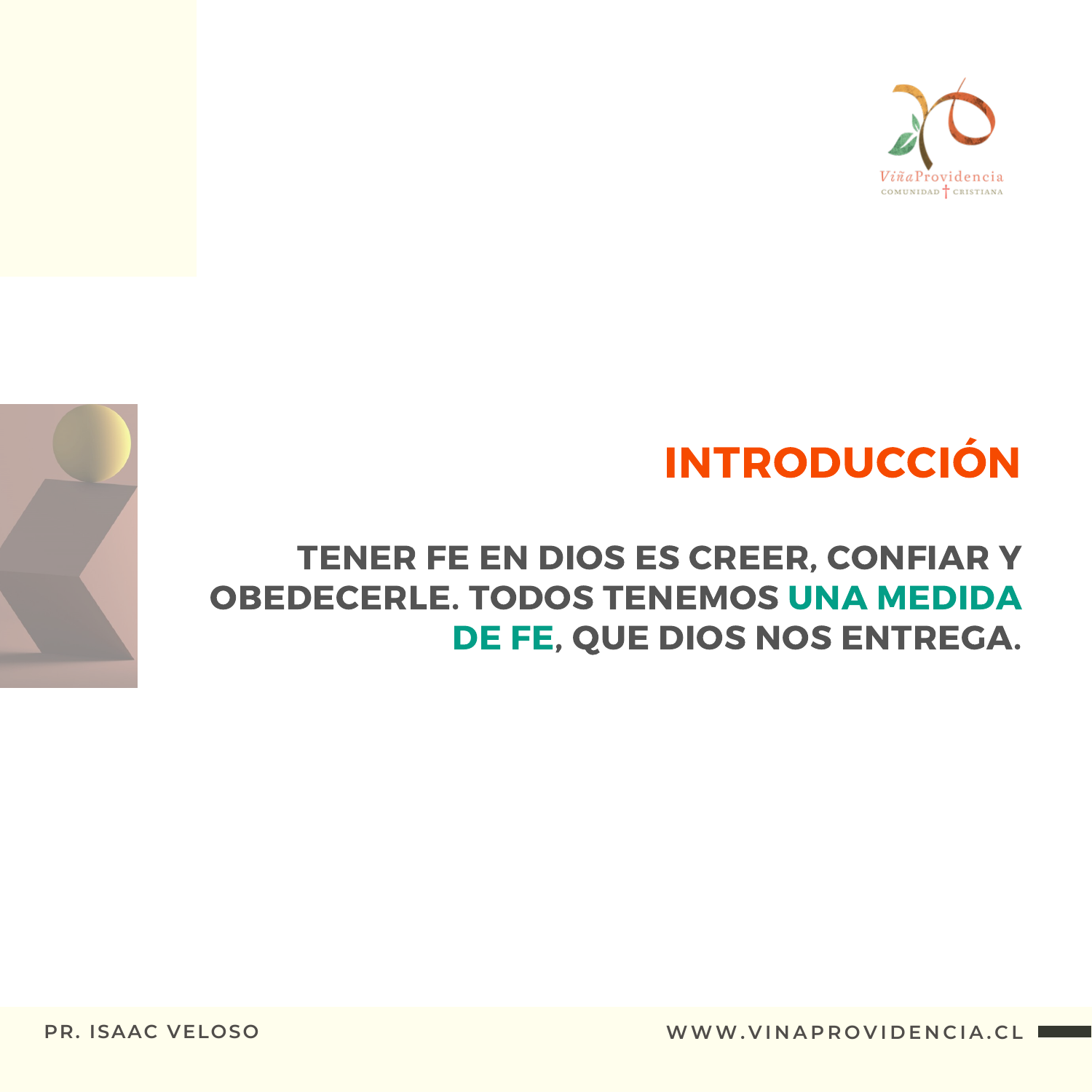## INTRODUCCIÓN

**TENER FE EN DIOS ES CREER, CONFIAR Y OBEDECERLE. TODOS TENEMOS UNA MEDIDA DE FE, QUE DIOS NOS ENTREGA.**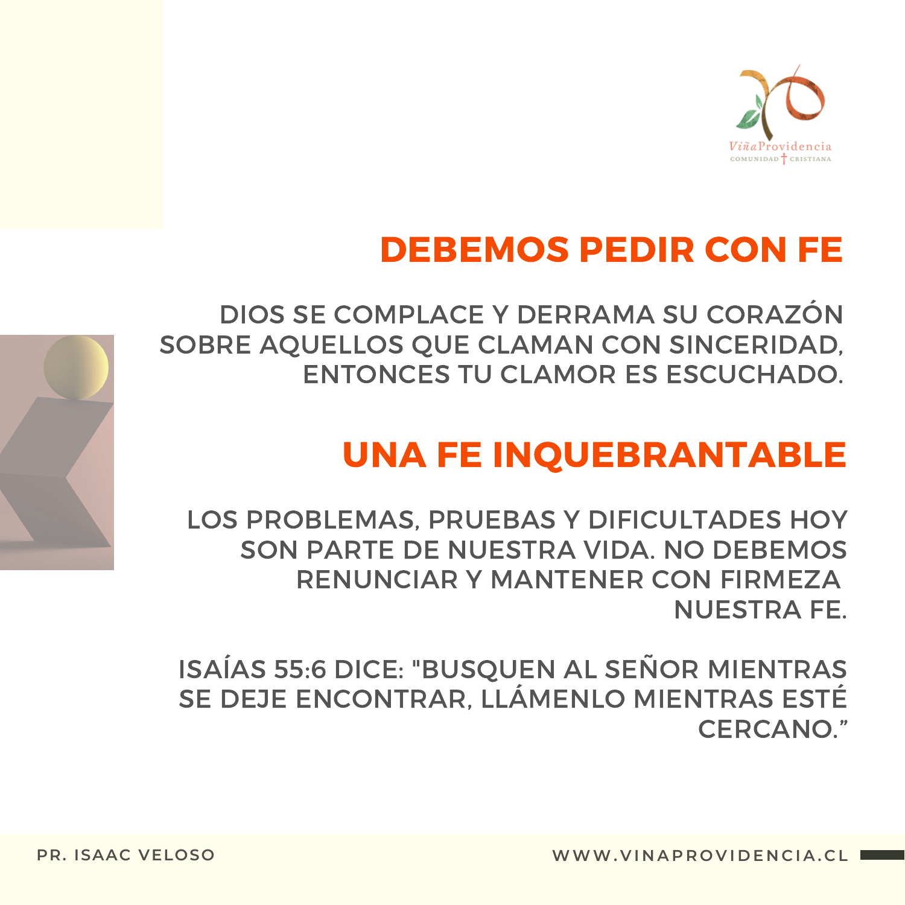## DEBEMOS PEDIR CON FE

DIOS SE COMPLACE Y DERRAMA SU CORAZÓN SOBRE AQUELLOS QUE CLAMAN CON SINCERIDAD, ENTONCES TU CLAMOR ES ESCUCHADO.

## UNA FE INQUEBRANTABLE

LOS PROBLEMAS, PRUEBAS Y DIFICULTADES HOY SON PARTE DE NUESTRA VIDA. NO DEBEMOS RENUNCIAR Y MANTENER CON FIRMEZA NUESTRA FE.

ISAÍAS 55:6 DICE: "BUSQUEN AL SEÑOR MIENTRAS SE DEJE ENCONTRAR, LLÁMENLO MIENTRAS ESTÉ CERCANO."

PR. ISAAC VELOSO

WWW.VINAPROVIDENCIA.CL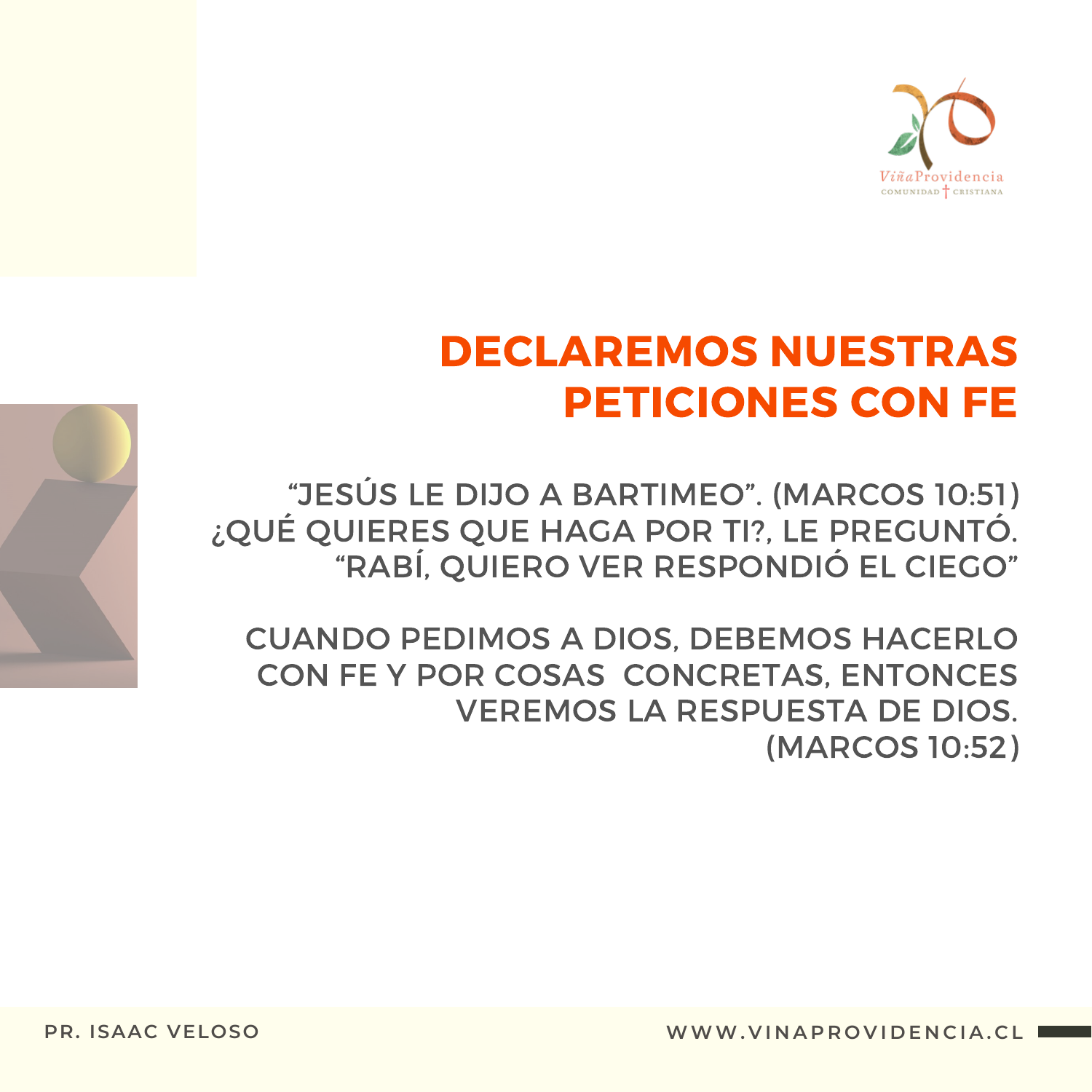# DECLAREMOS NUESTRAS PETICIONES CON FE

"JESÚS LE DIJO A BARTIMEO". (MARCOS 10:51)
¿QUÉ QUIERES QUE HAGA POR TI?, LE PREGUNTÓ.
"RABÍ, QUIERO VER RESPONDIÓ EL CIEGO"

CUANDO PEDIMOS A DIOS, DEBEMOS HACERLO CON FE Y POR COSAS CONCRETAS, ENTONCES VEREMOS LA RESPUESTA DE DIOS.
(MARCOS 10:52)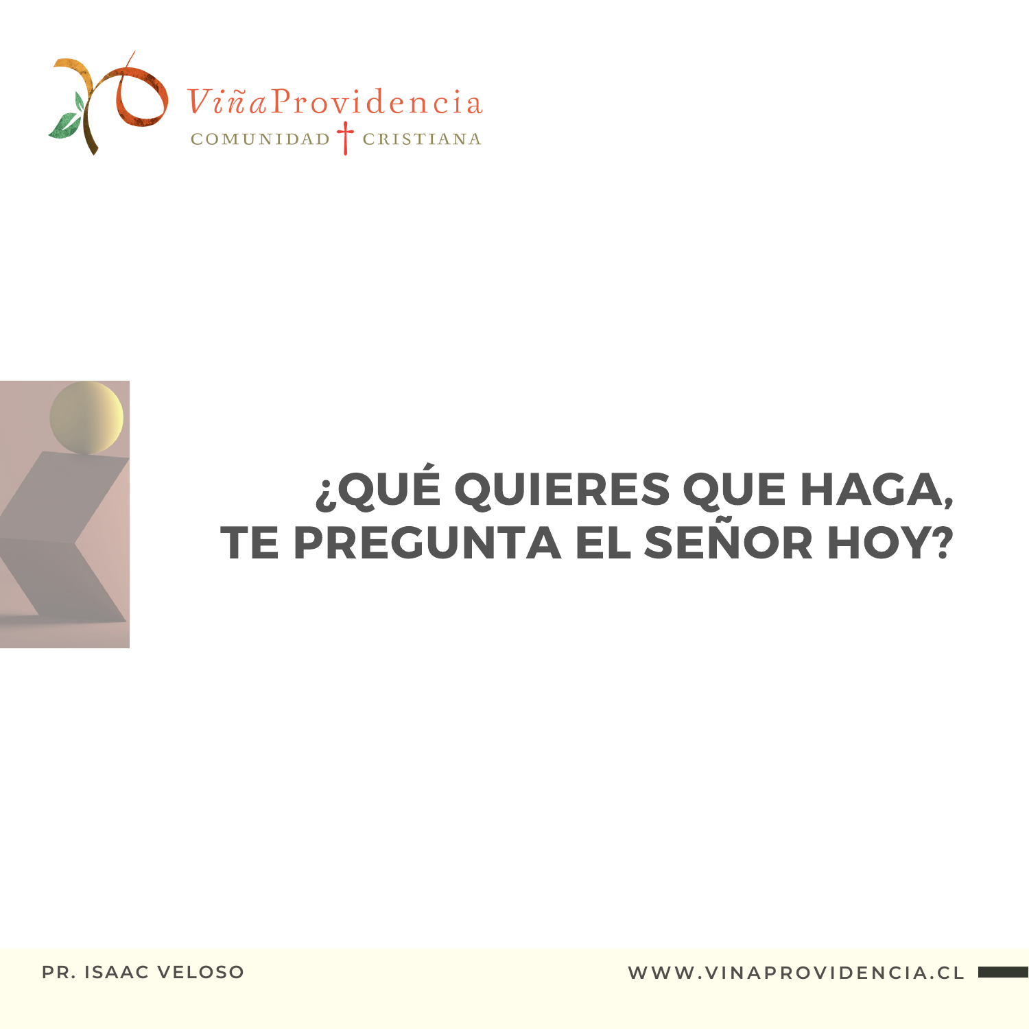# ¿QUÉ QUIERES QUE HAGA, TE PREGUNTA EL SEÑOR HOY?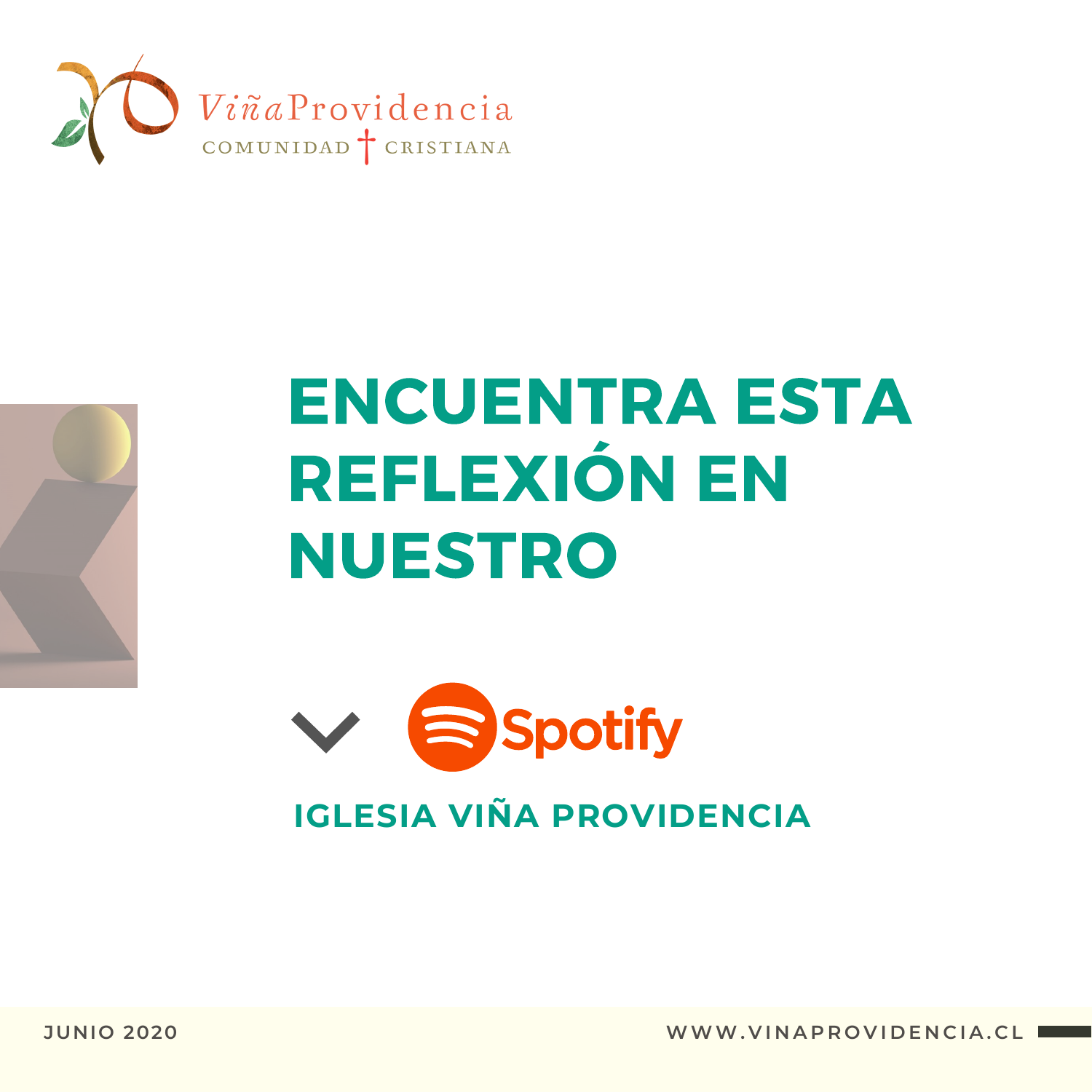ViñaProvidencia
COMUNIDAD CRISTIANA

# ENCUENTRA ESTA REFLEXIÓN EN NUESTRO

Spotify

**IGLESIA VIÑA PROVIDENCIA**

JUNIO 2020

WWW.VINAPROVIDENCIA.CL